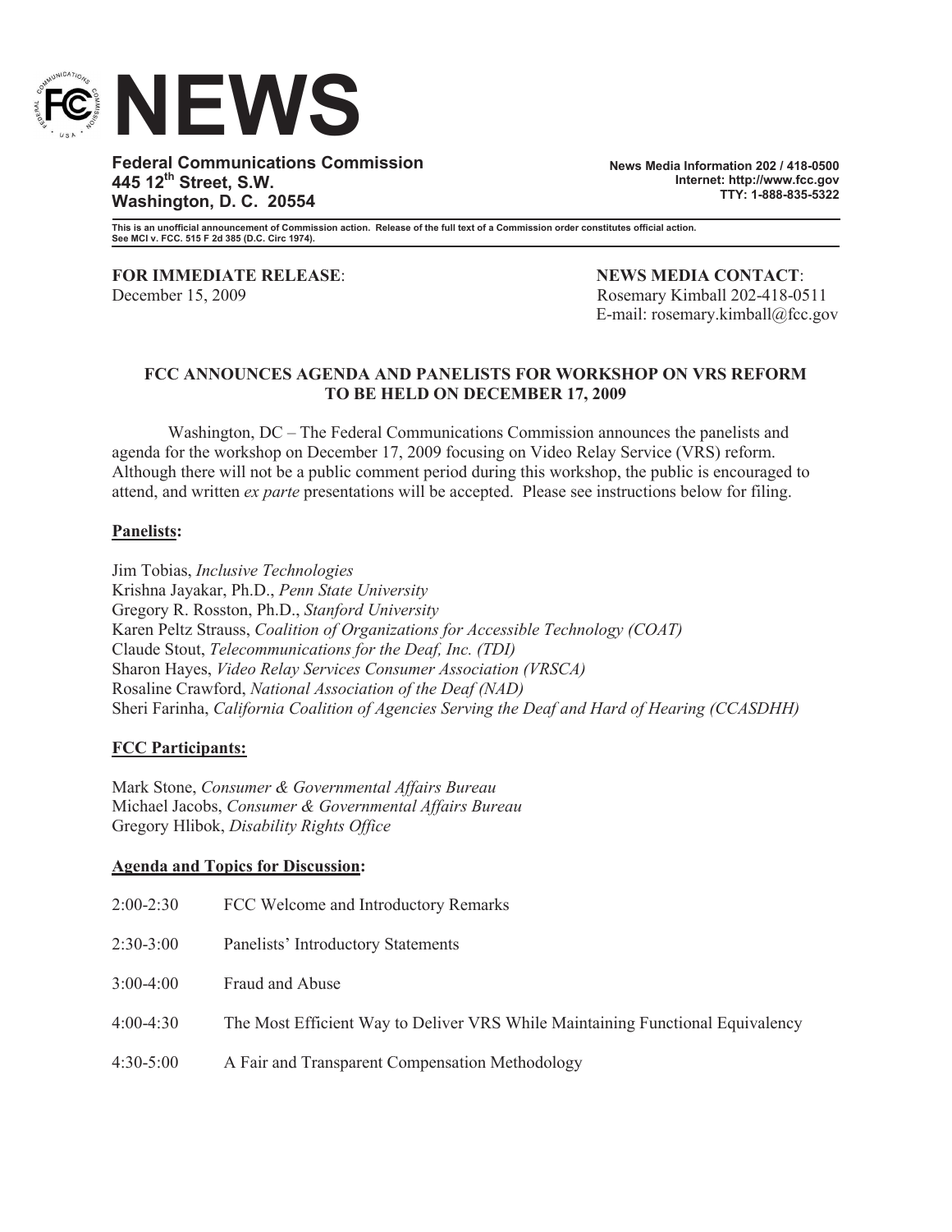# NEWS

**Federal Communications Commission**
**445 12th Street, S.W.**
**Washington, D. C. 20554**

**News Media Information 202 / 418-0500**
**Internet: http://www.fcc.gov**
**TTY: 1-888-835-5322**

**This is an unofficial announcement of Commission action. Release of the full text of a Commission order constitutes official action. See MCI v. FCC. 515 F 2d 385 (D.C. Circ 1974).**

**FOR IMMEDIATE RELEASE**:
December 15, 2009

**NEWS MEDIA CONTACT**:
Rosemary Kimball 202-418-0511
E-mail: rosemary.kimball@fcc.gov

## FCC ANNOUNCES AGENDA AND PANELISTS FOR WORKSHOP ON VRS REFORM TO BE HELD ON DECEMBER 17, 2009

Washington, DC – The Federal Communications Commission announces the panelists and agenda for the workshop on December 17, 2009 focusing on Video Relay Service (VRS) reform. Although there will not be a public comment period during this workshop, the public is encouraged to attend, and written *ex parte* presentations will be accepted. Please see instructions below for filing.

### Panelists:

Jim Tobias, *Inclusive Technologies*
Krishna Jayakar, Ph.D., *Penn State University*
Gregory R. Rosston, Ph.D., *Stanford University*
Karen Peltz Strauss, *Coalition of Organizations for Accessible Technology (COAT)*
Claude Stout, *Telecommunications for the Deaf, Inc. (TDI)*
Sharon Hayes, *Video Relay Services Consumer Association (VRSCA)*
Rosaline Crawford, *National Association of the Deaf (NAD)*
Sheri Farinha, *California Coalition of Agencies Serving the Deaf and Hard of Hearing (CCASDHH)*

### FCC Participants:

Mark Stone, *Consumer & Governmental Affairs Bureau*
Michael Jacobs, *Consumer & Governmental Affairs Bureau*
Gregory Hlibok, *Disability Rights Office*

### Agenda and Topics for Discussion:

| | |
|---|---|
| 2:00-2:30 | FCC Welcome and Introductory Remarks |
| 2:30-3:00 | Panelists' Introductory Statements |
| 3:00-4:00 | Fraud and Abuse |
| 4:00-4:30 | The Most Efficient Way to Deliver VRS While Maintaining Functional Equivalency |
| 4:30-5:00 | A Fair and Transparent Compensation Methodology |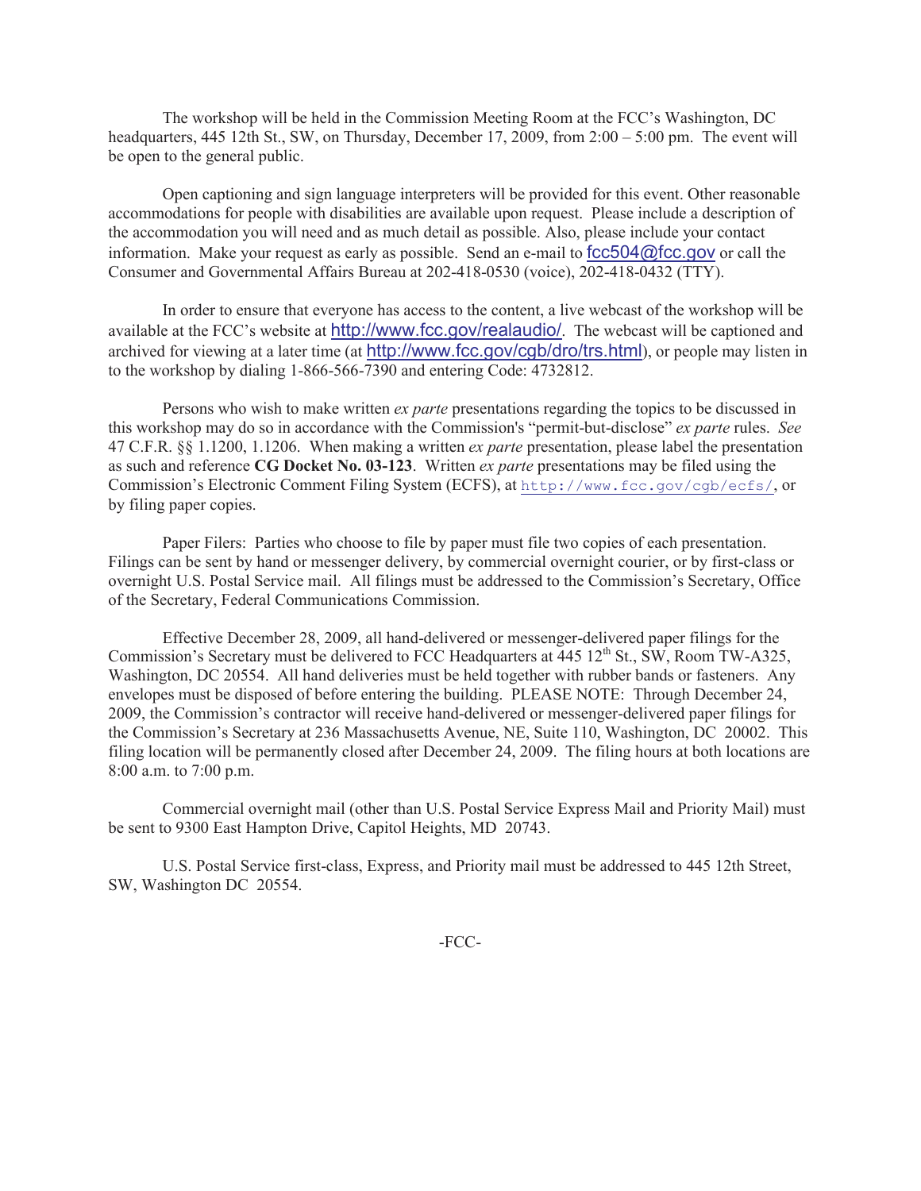The workshop will be held in the Commission Meeting Room at the FCC's Washington, DC headquarters, 445 12th St., SW, on Thursday, December 17, 2009, from 2:00 – 5:00 pm. The event will be open to the general public.

Open captioning and sign language interpreters will be provided for this event. Other reasonable accommodations for people with disabilities are available upon request. Please include a description of the accommodation you will need and as much detail as possible. Also, please include your contact information. Make your request as early as possible. Send an e-mail to fcc504@fcc.gov or call the Consumer and Governmental Affairs Bureau at 202-418-0530 (voice), 202-418-0432 (TTY).

In order to ensure that everyone has access to the content, a live webcast of the workshop will be available at the FCC's website at http://www.fcc.gov/realaudio/. The webcast will be captioned and archived for viewing at a later time (at http://www.fcc.gov/cgb/dro/trs.html), or people may listen in to the workshop by dialing 1-866-566-7390 and entering Code: 4732812.

Persons who wish to make written *ex parte* presentations regarding the topics to be discussed in this workshop may do so in accordance with the Commission's "permit-but-disclose" *ex parte* rules. *See* 47 C.F.R. §§ 1.1200, 1.1206. When making a written *ex parte* presentation, please label the presentation as such and reference **CG Docket No. 03-123**. Written *ex parte* presentations may be filed using the Commission's Electronic Comment Filing System (ECFS), at `http://www.fcc.gov/cgb/ecfs/`, or by filing paper copies.

Paper Filers: Parties who choose to file by paper must file two copies of each presentation. Filings can be sent by hand or messenger delivery, by commercial overnight courier, or by first-class or overnight U.S. Postal Service mail. All filings must be addressed to the Commission's Secretary, Office of the Secretary, Federal Communications Commission.

Effective December 28, 2009, all hand-delivered or messenger-delivered paper filings for the Commission's Secretary must be delivered to FCC Headquarters at 445 12th St., SW, Room TW-A325, Washington, DC 20554. All hand deliveries must be held together with rubber bands or fasteners. Any envelopes must be disposed of before entering the building. PLEASE NOTE: Through December 24, 2009, the Commission's contractor will receive hand-delivered or messenger-delivered paper filings for the Commission's Secretary at 236 Massachusetts Avenue, NE, Suite 110, Washington, DC 20002. This filing location will be permanently closed after December 24, 2009. The filing hours at both locations are 8:00 a.m. to 7:00 p.m.

Commercial overnight mail (other than U.S. Postal Service Express Mail and Priority Mail) must be sent to 9300 East Hampton Drive, Capitol Heights, MD 20743.

U.S. Postal Service first-class, Express, and Priority mail must be addressed to 445 12th Street, SW, Washington DC 20554.

-FCC-